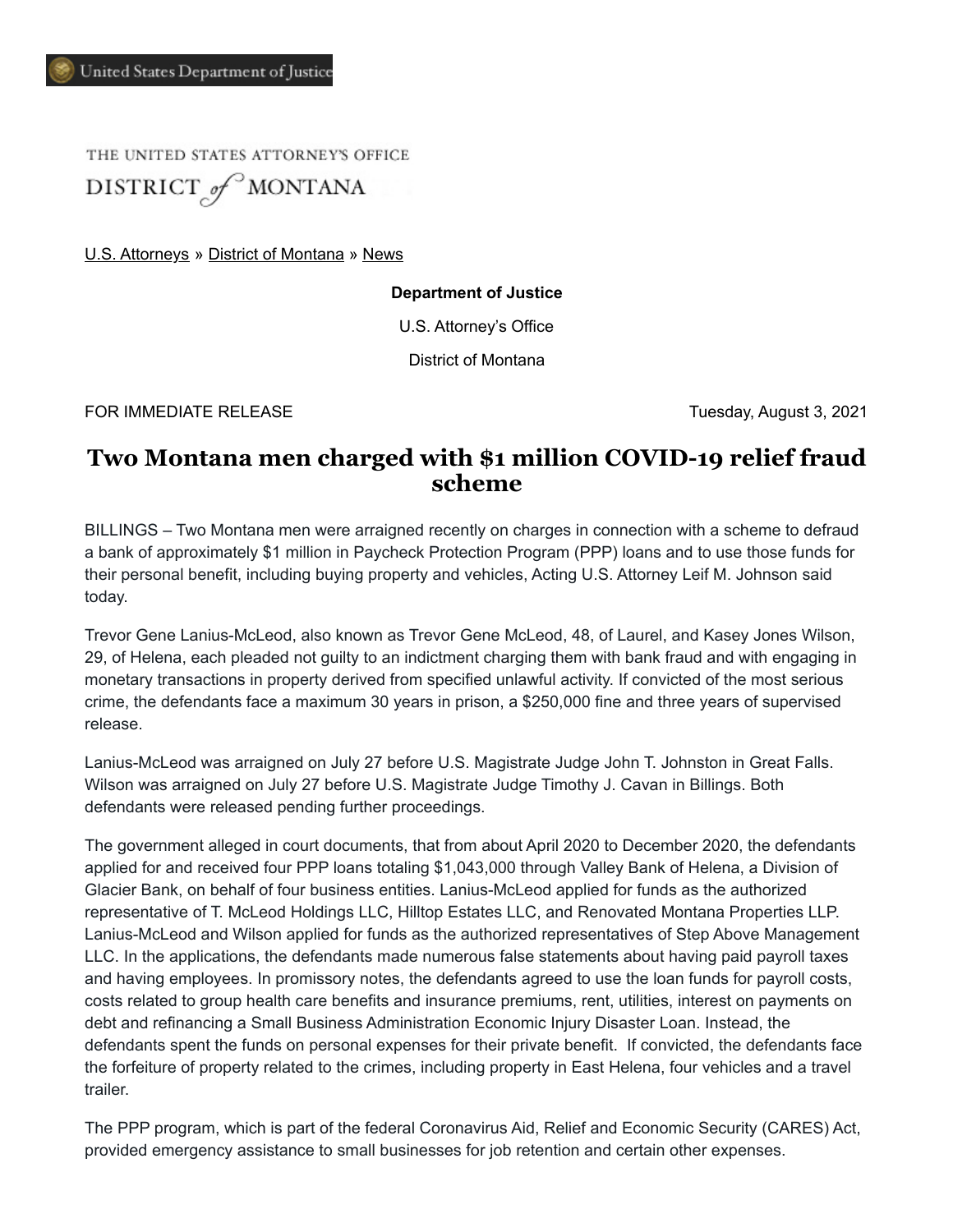United States Department of Justice

THE UNITED STATES ATTORNEY'S OFFICE

DISTRICT of MONTANA

U.S. Attorneys » District of Montana » News

**Department of Justice**

U.S. Attorney's Office

District of Montana

FOR IMMEDIATE RELEASE

Tuesday, August 3, 2021

# Two Montana men charged with $1 million COVID-19 relief fraud scheme

BILLINGS – Two Montana men were arraigned recently on charges in connection with a scheme to defraud a bank of approximately $1 million in Paycheck Protection Program (PPP) loans and to use those funds for their personal benefit, including buying property and vehicles, Acting U.S. Attorney Leif M. Johnson said today.

Trevor Gene Lanius-McLeod, also known as Trevor Gene McLeod, 48, of Laurel, and Kasey Jones Wilson, 29, of Helena, each pleaded not guilty to an indictment charging them with bank fraud and with engaging in monetary transactions in property derived from specified unlawful activity. If convicted of the most serious crime, the defendants face a maximum 30 years in prison, a $250,000 fine and three years of supervised release.

Lanius-McLeod was arraigned on July 27 before U.S. Magistrate Judge John T. Johnston in Great Falls. Wilson was arraigned on July 27 before U.S. Magistrate Judge Timothy J. Cavan in Billings. Both defendants were released pending further proceedings.

The government alleged in court documents, that from about April 2020 to December 2020, the defendants applied for and received four PPP loans totaling $1,043,000 through Valley Bank of Helena, a Division of Glacier Bank, on behalf of four business entities. Lanius-McLeod applied for funds as the authorized representative of T. McLeod Holdings LLC, Hilltop Estates LLC, and Renovated Montana Properties LLP. Lanius-McLeod and Wilson applied for funds as the authorized representatives of Step Above Management LLC. In the applications, the defendants made numerous false statements about having paid payroll taxes and having employees. In promissory notes, the defendants agreed to use the loan funds for payroll costs, costs related to group health care benefits and insurance premiums, rent, utilities, interest on payments on debt and refinancing a Small Business Administration Economic Injury Disaster Loan. Instead, the defendants spent the funds on personal expenses for their private benefit. If convicted, the defendants face the forfeiture of property related to the crimes, including property in East Helena, four vehicles and a travel trailer.

The PPP program, which is part of the federal Coronavirus Aid, Relief and Economic Security (CARES) Act, provided emergency assistance to small businesses for job retention and certain other expenses.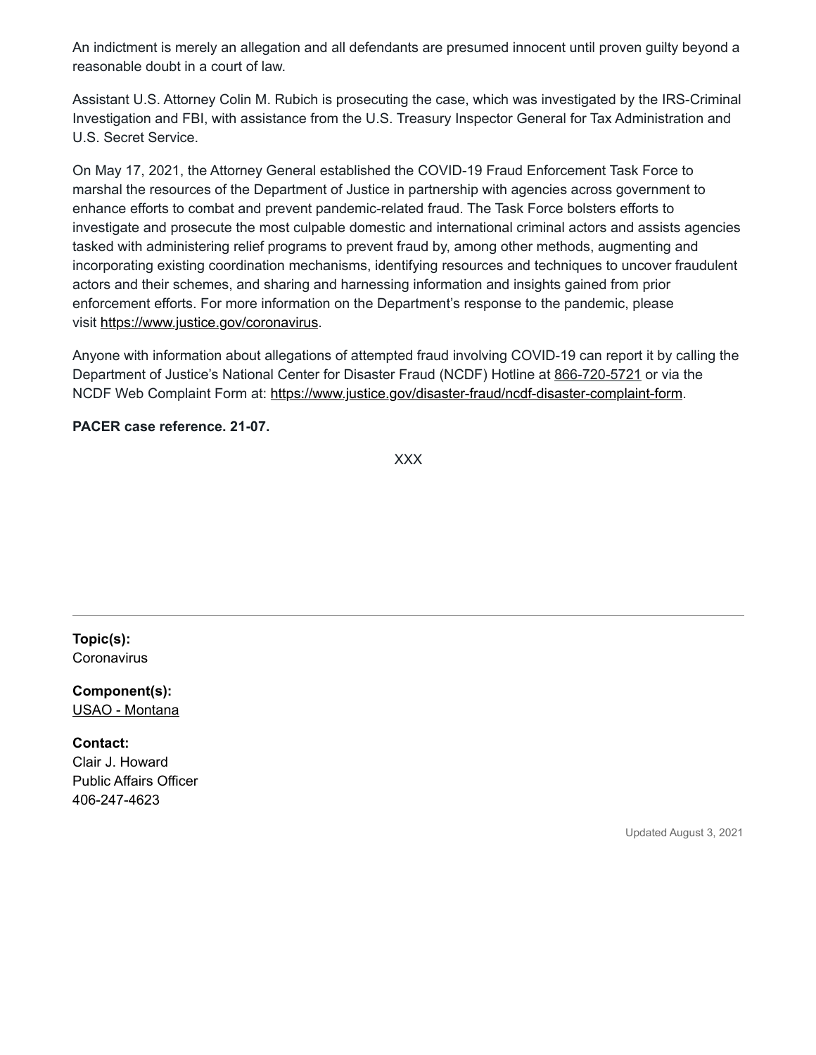An indictment is merely an allegation and all defendants are presumed innocent until proven guilty beyond a reasonable doubt in a court of law.

Assistant U.S. Attorney Colin M. Rubich is prosecuting the case, which was investigated by the IRS-Criminal Investigation and FBI, with assistance from the U.S. Treasury Inspector General for Tax Administration and U.S. Secret Service.

On May 17, 2021, the Attorney General established the COVID-19 Fraud Enforcement Task Force to marshal the resources of the Department of Justice in partnership with agencies across government to enhance efforts to combat and prevent pandemic-related fraud. The Task Force bolsters efforts to investigate and prosecute the most culpable domestic and international criminal actors and assists agencies tasked with administering relief programs to prevent fraud by, among other methods, augmenting and incorporating existing coordination mechanisms, identifying resources and techniques to uncover fraudulent actors and their schemes, and sharing and harnessing information and insights gained from prior enforcement efforts. For more information on the Department's response to the pandemic, please visit https://www.justice.gov/coronavirus.

Anyone with information about allegations of attempted fraud involving COVID-19 can report it by calling the Department of Justice's National Center for Disaster Fraud (NCDF) Hotline at 866-720-5721 or via the NCDF Web Complaint Form at: https://www.justice.gov/disaster-fraud/ncdf-disaster-complaint-form.

**PACER case reference. 21-07.**

XXX

---

**Topic(s):**
Coronavirus

**Component(s):**
USAO - Montana

**Contact:**
Clair J. Howard
Public Affairs Officer
406-247-4623

Updated August 3, 2021